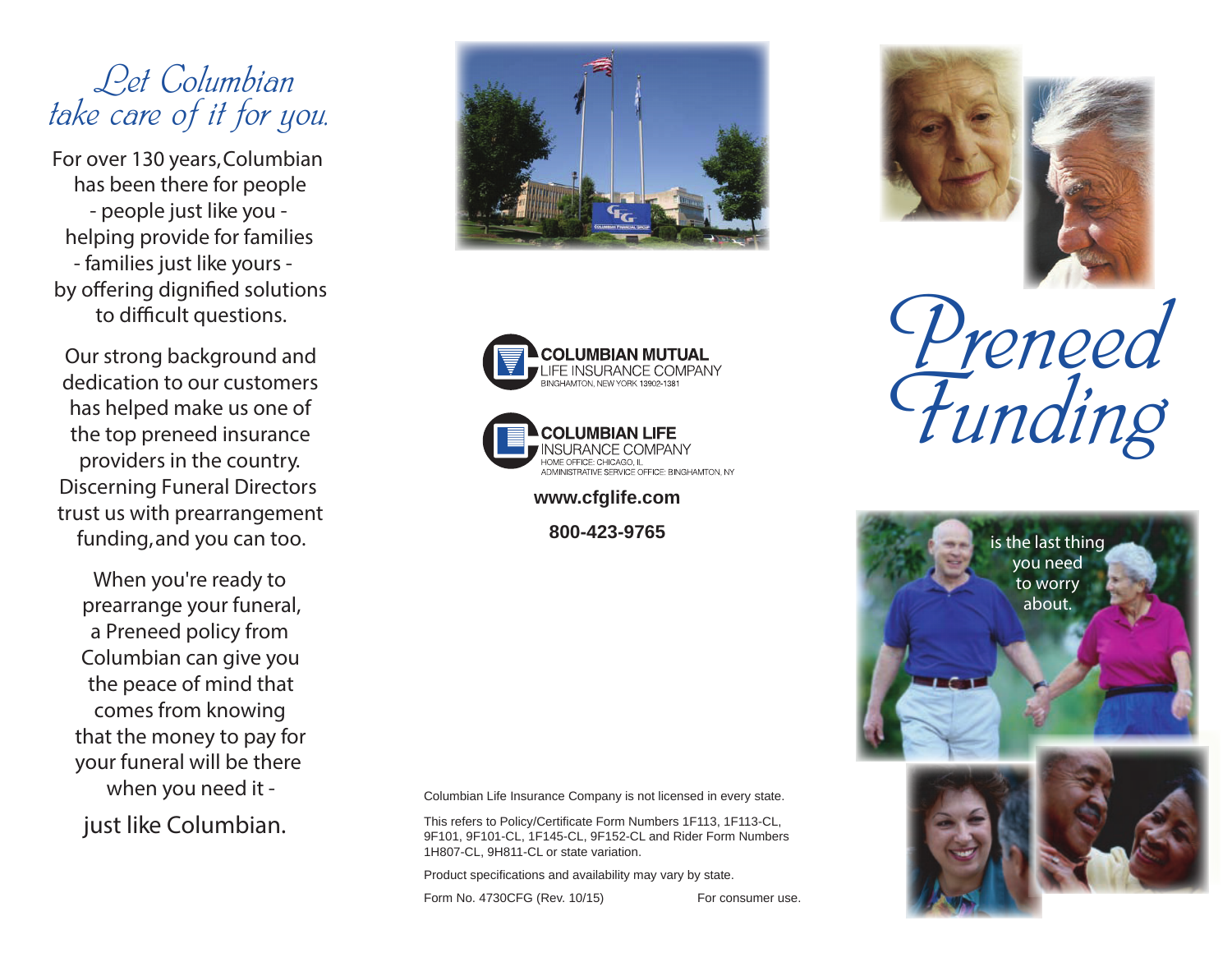# Let Columbian take care of it for you.

For over 130 years, Columbian has been there for people - people just like you - helping provide for families - families just like yours - by offering dignified solutions to difficult questions.

Our strong background and dedication to our customers has helped make us one of the top preneed insurance providers in the country. Discerning Funeral Directors trust us with prearrangement funding, and you can too.

When you're ready to prearrange your funeral, a Preneed policy from Columbian can give you the peace of mind that comes from knowing that the money to pay for your funeral will be there when you need it -

just like Columbian.

**COLUMBIAN MUTUAL**
LIFE INSURANCE COMPANY
BINGHAMTON, NEW YORK 13902-1381

**COLUMBIAN LIFE**
INSURANCE COMPANY
HOME OFFICE: CHICAGO, IL
ADMINISTRATIVE SERVICE OFFICE: BINGHAMTON, NY

**www.cfglife.com**

**800-423-9765**

Columbian Life Insurance Company is not licensed in every state.

This refers to Policy/Certificate Form Numbers 1F113, 1F113-CL, 9F101, 9F101-CL, 1F145-CL, 9F152-CL and Rider Form Numbers 1H807-CL, 9H811-CL or state variation.

Product specifications and availability may vary by state.

Form No. 4730CFG (Rev. 10/15) For consumer use.

# Preneed Funding

is the last thing you need to worry about.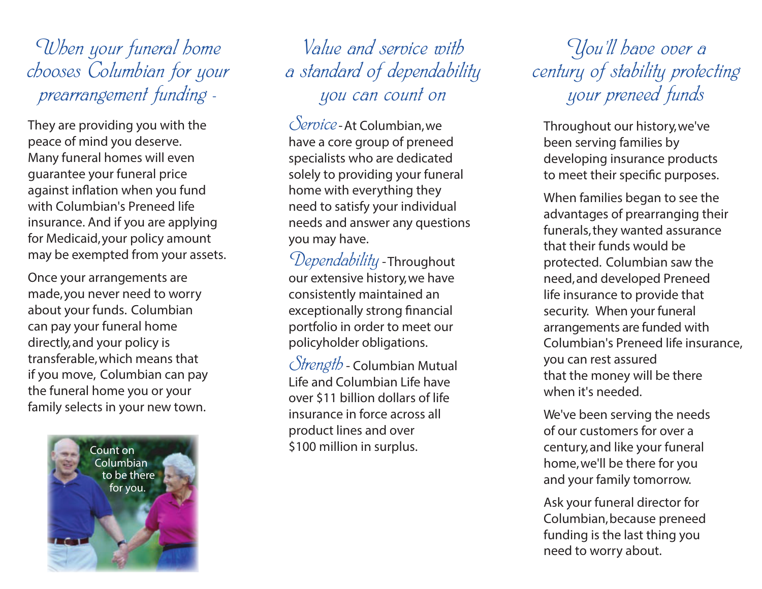## When your funeral home chooses Columbian for your prearrangement funding -

They are providing you with the peace of mind you deserve. Many funeral homes will even guarantee your funeral price against inflation when you fund with Columbian's Preneed life insurance. And if you are applying for Medicaid, your policy amount may be exempted from your assets.

Once your arrangements are made, you never need to worry about your funds. Columbian can pay your funeral home directly, and your policy is transferable, which means that if you move, Columbian can pay the funeral home you or your family selects in your new town.

Count on Columbian to be there for you.

## Value and service with a standard of dependability you can count on

*Service* - At Columbian, we have a core group of preneed specialists who are dedicated solely to providing your funeral home with everything they need to satisfy your individual needs and answer any questions you may have.

*Dependability* - Throughout our extensive history, we have consistently maintained an exceptionally strong financial portfolio in order to meet our policyholder obligations.

*Strength* - Columbian Mutual Life and Columbian Life have over $11 billion dollars of life insurance in force across all product lines and over $100 million in surplus.

## You'll have over a century of stability protecting your preneed funds

Throughout our history, we've been serving families by developing insurance products to meet their specific purposes.

When families began to see the advantages of prearranging their funerals, they wanted assurance that their funds would be protected. Columbian saw the need, and developed Preneed life insurance to provide that security. When your funeral arrangements are funded with Columbian's Preneed life insurance, you can rest assured that the money will be there when it's needed.

We've been serving the needs of our customers for over a century, and like your funeral home, we'll be there for you and your family tomorrow.

Ask your funeral director for Columbian, because preneed funding is the last thing you need to worry about.